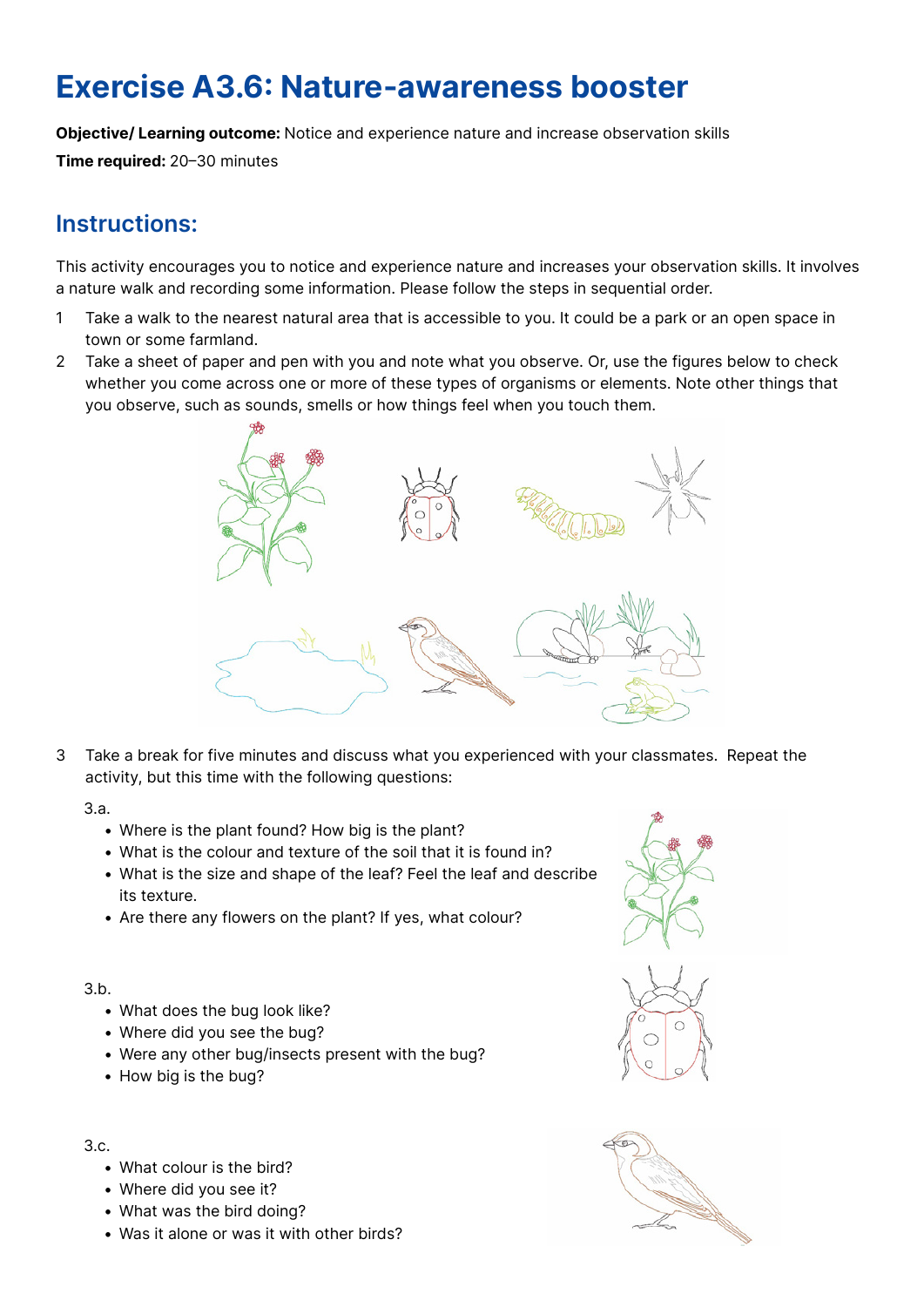# Exercise A3.6: Nature-awareness booster

**Objective/ Learning outcome:** Notice and experience nature and increase observation skills

**Time required:** 20–30 minutes

## Instructions:

This activity encourages you to notice and experience nature and increases your observation skills. It involves a nature walk and recording some information. Please follow the steps in sequential order.

1. Take a walk to the nearest natural area that is accessible to you. It could be a park or an open space in town or some farmland.
2. Take a sheet of paper and pen with you and note what you observe. Or, use the figures below to check whether you come across one or more of these types of organisms or elements. Note other things that you observe, such as sounds, smells or how things feel when you touch them.
3. Take a break for five minutes and discuss what you experienced with your classmates. Repeat the activity, but this time with the following questions:

3.a.

- Where is the plant found? How big is the plant?
- What is the colour and texture of the soil that it is found in?
- What is the size and shape of the leaf? Feel the leaf and describe its texture.
- Are there any flowers on the plant? If yes, what colour?

3.b.

- What does the bug look like?
- Where did you see the bug?
- Were any other bug/insects present with the bug?
- How big is the bug?

3.c.

- What colour is the bird?
- Where did you see it?
- What was the bird doing?
- Was it alone or was it with other birds?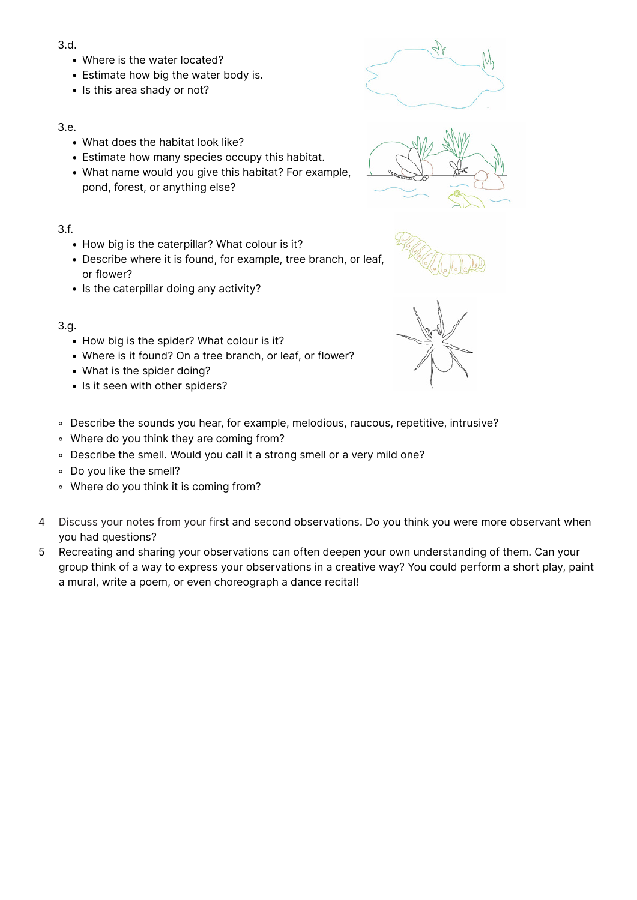3.d.

- Where is the water located?
- Estimate how big the water body is.
- Is this area shady or not?

3.e.

- What does the habitat look like?
- Estimate how many species occupy this habitat.
- What name would you give this habitat? For example, pond, forest, or anything else?

3.f.

- How big is the caterpillar? What colour is it?
- Describe where it is found, for example, tree branch, or leaf, or flower?
- Is the caterpillar doing any activity?

3.g.

- How big is the spider? What colour is it?
- Where is it found? On a tree branch, or leaf, or flower?
- What is the spider doing?
- Is it seen with other spiders?

  - Describe the sounds you hear, for example, melodious, raucous, repetitive, intrusive?
  - Where do you think they are coming from?
  - Describe the smell. Would you call it a strong smell or a very mild one?
  - Do you like the smell?
  - Where do you think it is coming from?

4. Discuss your notes from your first and second observations. Do you think you were more observant when you had questions?
5. Recreating and sharing your observations can often deepen your own understanding of them. Can your group think of a way to express your observations in a creative way? You could perform a short play, paint a mural, write a poem, or even choreograph a dance recital!